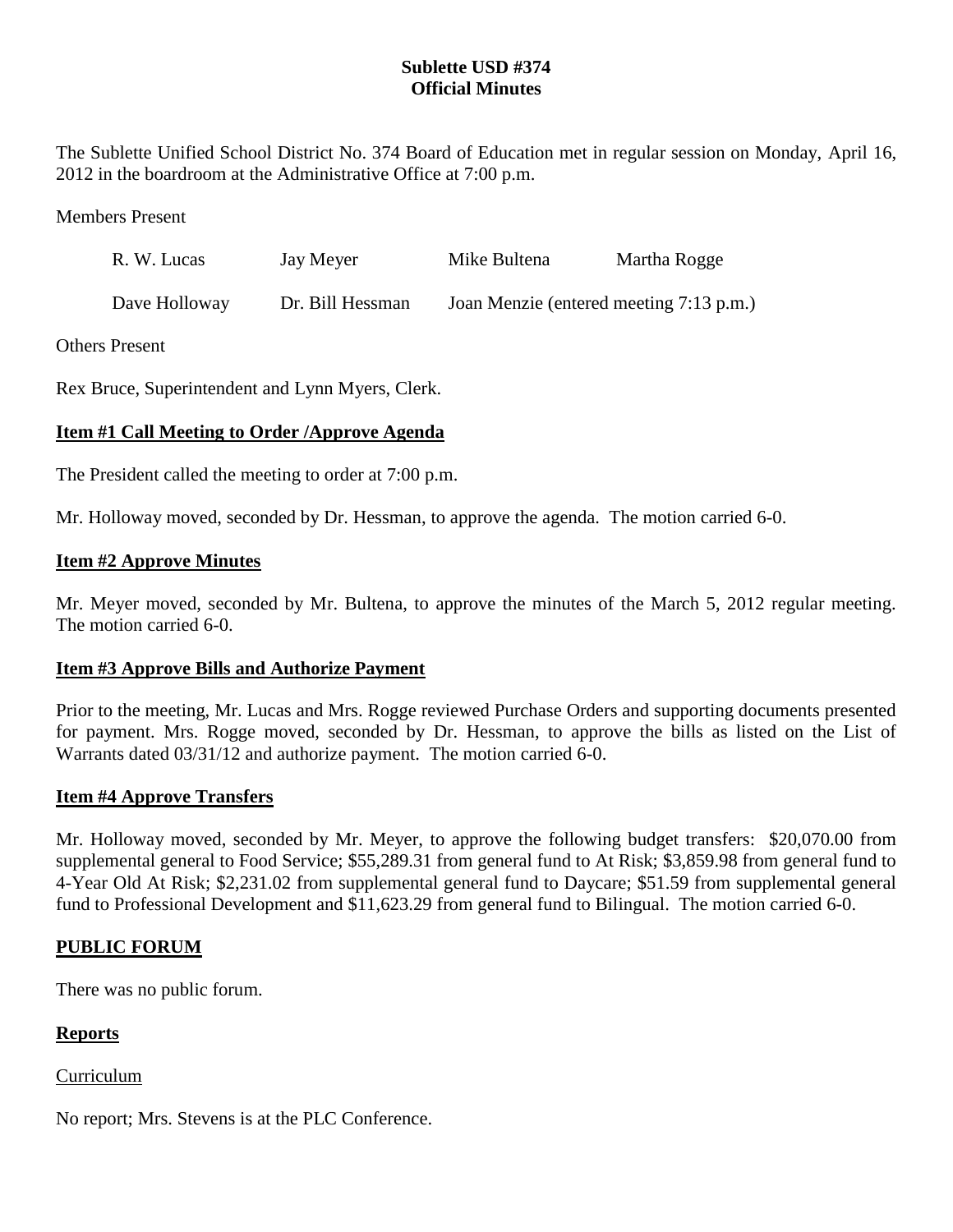# Sublette USD #374
## Official Minutes

The Sublette Unified School District No. 374 Board of Education met in regular session on Monday, April 16, 2012 in the boardroom at the Administrative Office at 7:00 p.m.

Members Present

| R. W. Lucas | Jay Meyer | Mike Bultena | Martha Rogge |
|---|---|---|---|
| Dave Holloway | Dr. Bill Hessman | Joan Menzie (entered meeting 7:13 p.m.) | |

Others Present

Rex Bruce, Superintendent and Lynn Myers, Clerk.

**Item #1 Call Meeting to Order /Approve Agenda**

The President called the meeting to order at 7:00 p.m.

Mr. Holloway moved, seconded by Dr. Hessman, to approve the agenda. The motion carried 6-0.

**Item #2 Approve Minutes**

Mr. Meyer moved, seconded by Mr. Bultena, to approve the minutes of the March 5, 2012 regular meeting. The motion carried 6-0.

**Item #3 Approve Bills and Authorize Payment**

Prior to the meeting, Mr. Lucas and Mrs. Rogge reviewed Purchase Orders and supporting documents presented for payment. Mrs. Rogge moved, seconded by Dr. Hessman, to approve the bills as listed on the List of Warrants dated 03/31/12 and authorize payment. The motion carried 6-0.

**Item #4 Approve Transfers**

Mr. Holloway moved, seconded by Mr. Meyer, to approve the following budget transfers: $20,070.00 from supplemental general to Food Service; $55,289.31 from general fund to At Risk; $3,859.98 from general fund to 4-Year Old At Risk; $2,231.02 from supplemental general fund to Daycare; $51.59 from supplemental general fund to Professional Development and $11,623.29 from general fund to Bilingual. The motion carried 6-0.

**PUBLIC FORUM**

There was no public forum.

**Reports**

Curriculum

No report; Mrs. Stevens is at the PLC Conference.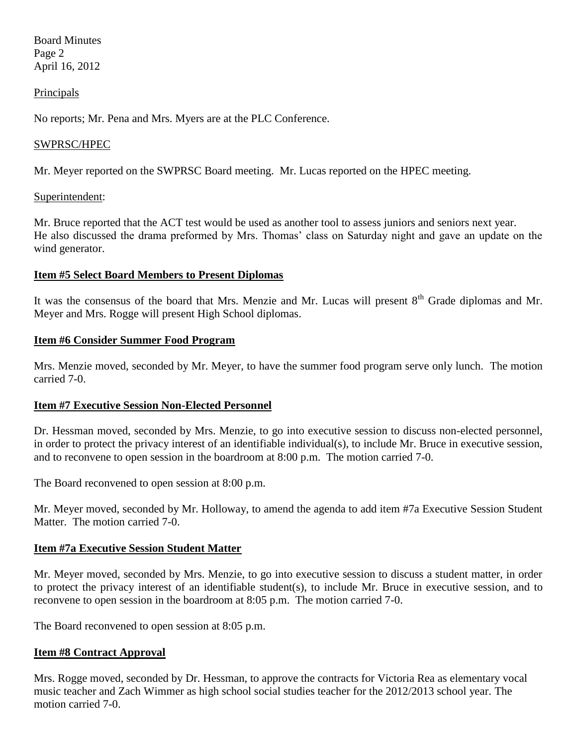Principals

No reports; Mr. Pena and Mrs. Myers are at the PLC Conference.

SWPRSC/HPEC

Mr. Meyer reported on the SWPRSC Board meeting. Mr. Lucas reported on the HPEC meeting.

Superintendent:

Mr. Bruce reported that the ACT test would be used as another tool to assess juniors and seniors next year. He also discussed the drama preformed by Mrs. Thomas' class on Saturday night and gave an update on the wind generator.

**Item #5 Select Board Members to Present Diplomas**

It was the consensus of the board that Mrs. Menzie and Mr. Lucas will present 8th Grade diplomas and Mr. Meyer and Mrs. Rogge will present High School diplomas.

**Item #6 Consider Summer Food Program**

Mrs. Menzie moved, seconded by Mr. Meyer, to have the summer food program serve only lunch. The motion carried 7-0.

**Item #7 Executive Session Non-Elected Personnel**

Dr. Hessman moved, seconded by Mrs. Menzie, to go into executive session to discuss non-elected personnel, in order to protect the privacy interest of an identifiable individual(s), to include Mr. Bruce in executive session, and to reconvene to open session in the boardroom at 8:00 p.m. The motion carried 7-0.

The Board reconvened to open session at 8:00 p.m.

Mr. Meyer moved, seconded by Mr. Holloway, to amend the agenda to add item #7a Executive Session Student Matter. The motion carried 7-0.

**Item #7a Executive Session Student Matter**

Mr. Meyer moved, seconded by Mrs. Menzie, to go into executive session to discuss a student matter, in order to protect the privacy interest of an identifiable student(s), to include Mr. Bruce in executive session, and to reconvene to open session in the boardroom at 8:05 p.m. The motion carried 7-0.

The Board reconvened to open session at 8:05 p.m.

**Item #8 Contract Approval**

Mrs. Rogge moved, seconded by Dr. Hessman, to approve the contracts for Victoria Rea as elementary vocal music teacher and Zach Wimmer as high school social studies teacher for the 2012/2013 school year. The motion carried 7-0.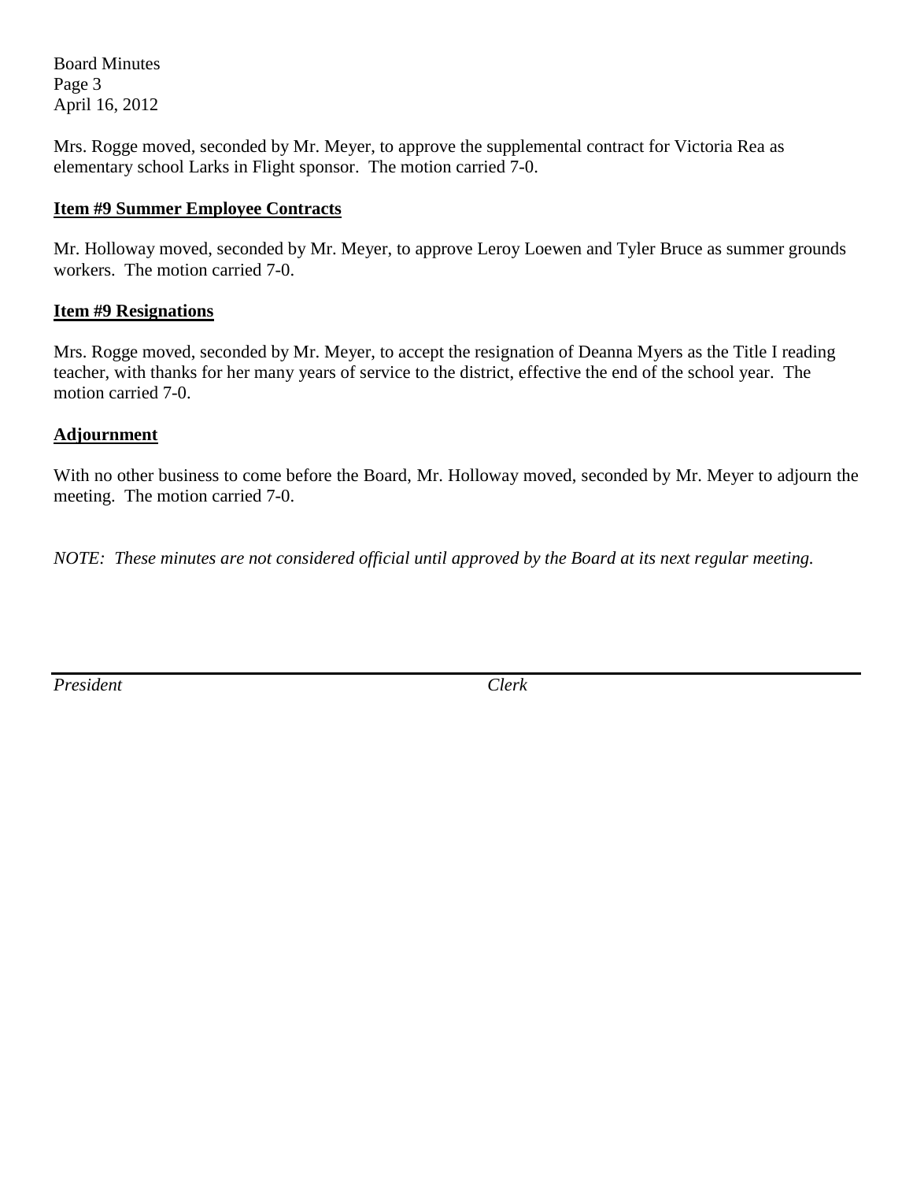Mrs. Rogge moved, seconded by Mr. Meyer, to approve the supplemental contract for Victoria Rea as elementary school Larks in Flight sponsor. The motion carried 7-0.

**Item #9 Summer Employee Contracts**

Mr. Holloway moved, seconded by Mr. Meyer, to approve Leroy Loewen and Tyler Bruce as summer grounds workers. The motion carried 7-0.

**Item #9 Resignations**

Mrs. Rogge moved, seconded by Mr. Meyer, to accept the resignation of Deanna Myers as the Title I reading teacher, with thanks for her many years of service to the district, effective the end of the school year. The motion carried 7-0.

**Adjournment**

With no other business to come before the Board, Mr. Holloway moved, seconded by Mr. Meyer to adjourn the meeting. The motion carried 7-0.

*NOTE: These minutes are not considered official until approved by the Board at its next regular meeting.*

---

*President* *Clerk*